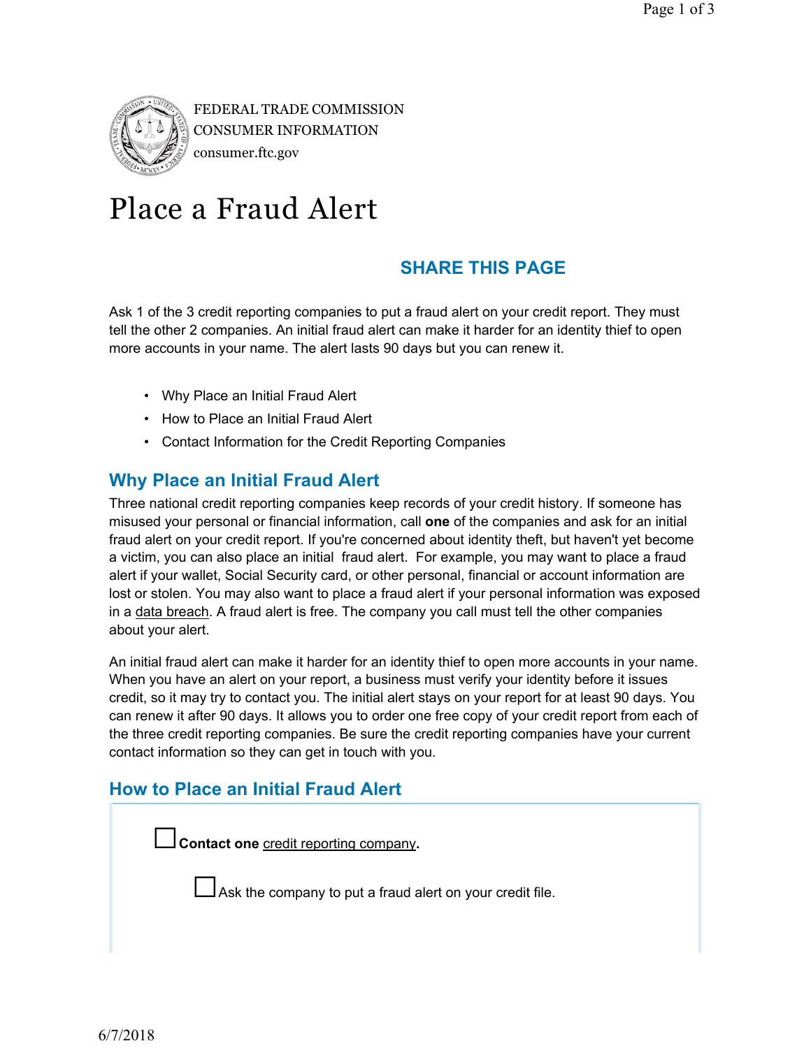FEDERAL TRADE COMMISSION
CONSUMER INFORMATION
consumer.ftc.gov

# Place a Fraud Alert

**SHARE THIS PAGE**

Ask 1 of the 3 credit reporting companies to put a fraud alert on your credit report. They must tell the other 2 companies. An initial fraud alert can make it harder for an identity thief to open more accounts in your name. The alert lasts 90 days but you can renew it.

- Why Place an Initial Fraud Alert
- How to Place an Initial Fraud Alert
- Contact Information for the Credit Reporting Companies

## Why Place an Initial Fraud Alert

Three national credit reporting companies keep records of your credit history. If someone has misused your personal or financial information, call **one** of the companies and ask for an initial fraud alert on your credit report. If you're concerned about identity theft, but haven't yet become a victim, you can also place an initial fraud alert. For example, you may want to place a fraud alert if your wallet, Social Security card, or other personal, financial or account information are lost or stolen. You may also want to place a fraud alert if your personal information was exposed in a data breach. A fraud alert is free. The company you call must tell the other companies about your alert.

An initial fraud alert can make it harder for an identity thief to open more accounts in your name. When you have an alert on your report, a business must verify your identity before it issues credit, so it may try to contact you. The initial alert stays on your report for at least 90 days. You can renew it after 90 days. It allows you to order one free copy of your credit report from each of the three credit reporting companies. Be sure the credit reporting companies have your current contact information so they can get in touch with you.

## How to Place an Initial Fraud Alert

- ☐ **Contact one** credit reporting company**.**
  - ☐ Ask the company to put a fraud alert on your credit file.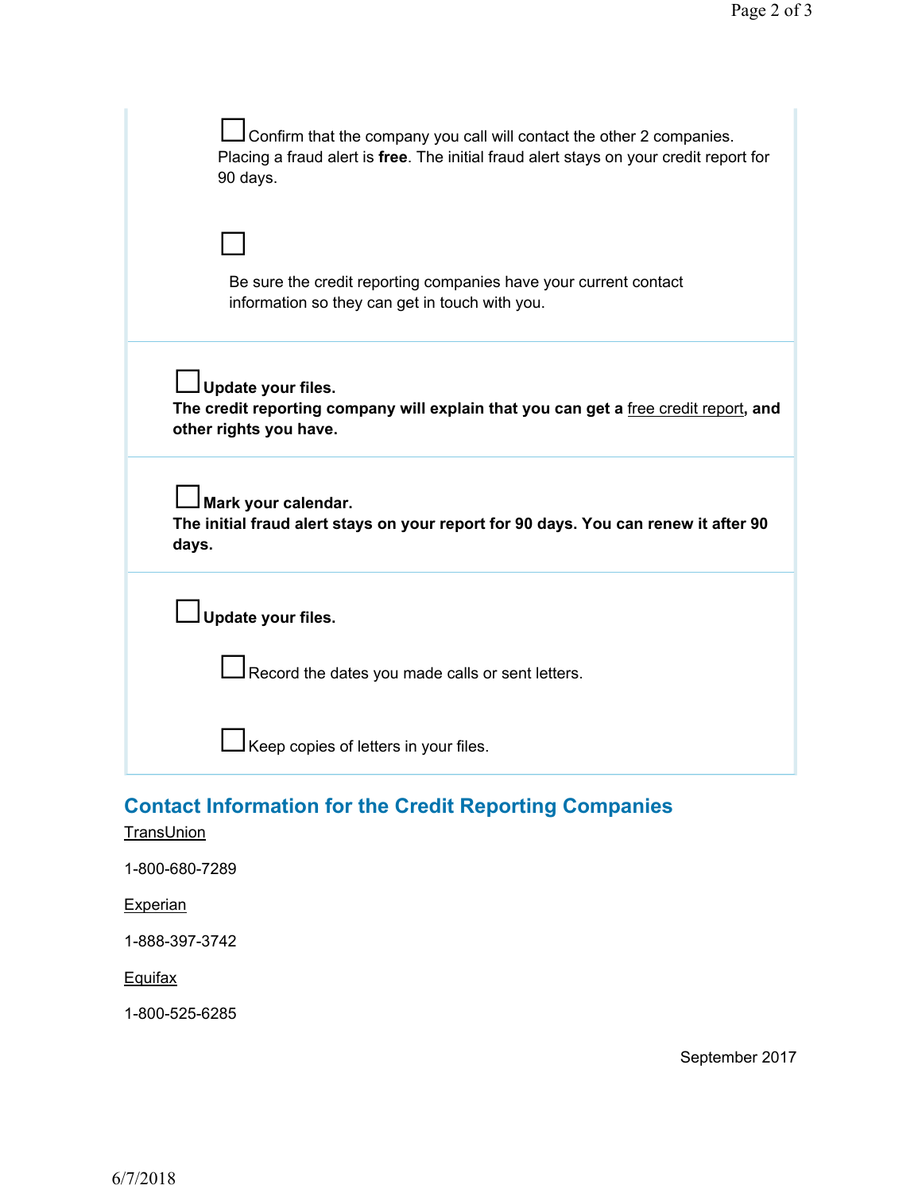- [ ] Confirm that the company you call will contact the other 2 companies. Placing a fraud alert is **free**. The initial fraud alert stays on your credit report for 90 days.

- [ ] Be sure the credit reporting companies have your current contact information so they can get in touch with you.

---

- [ ] **Update your files.**
**The credit reporting company will explain that you can get a free credit report, and other rights you have.**

---

- [ ] **Mark your calendar.**
**The initial fraud alert stays on your report for 90 days. You can renew it after 90 days.**

---

- [ ] **Update your files.**
  - [ ] Record the dates you made calls or sent letters.
  - [ ] Keep copies of letters in your files.

## Contact Information for the Credit Reporting Companies

TransUnion

1-800-680-7289

Experian

1-888-397-3742

Equifax

1-800-525-6285

September 2017